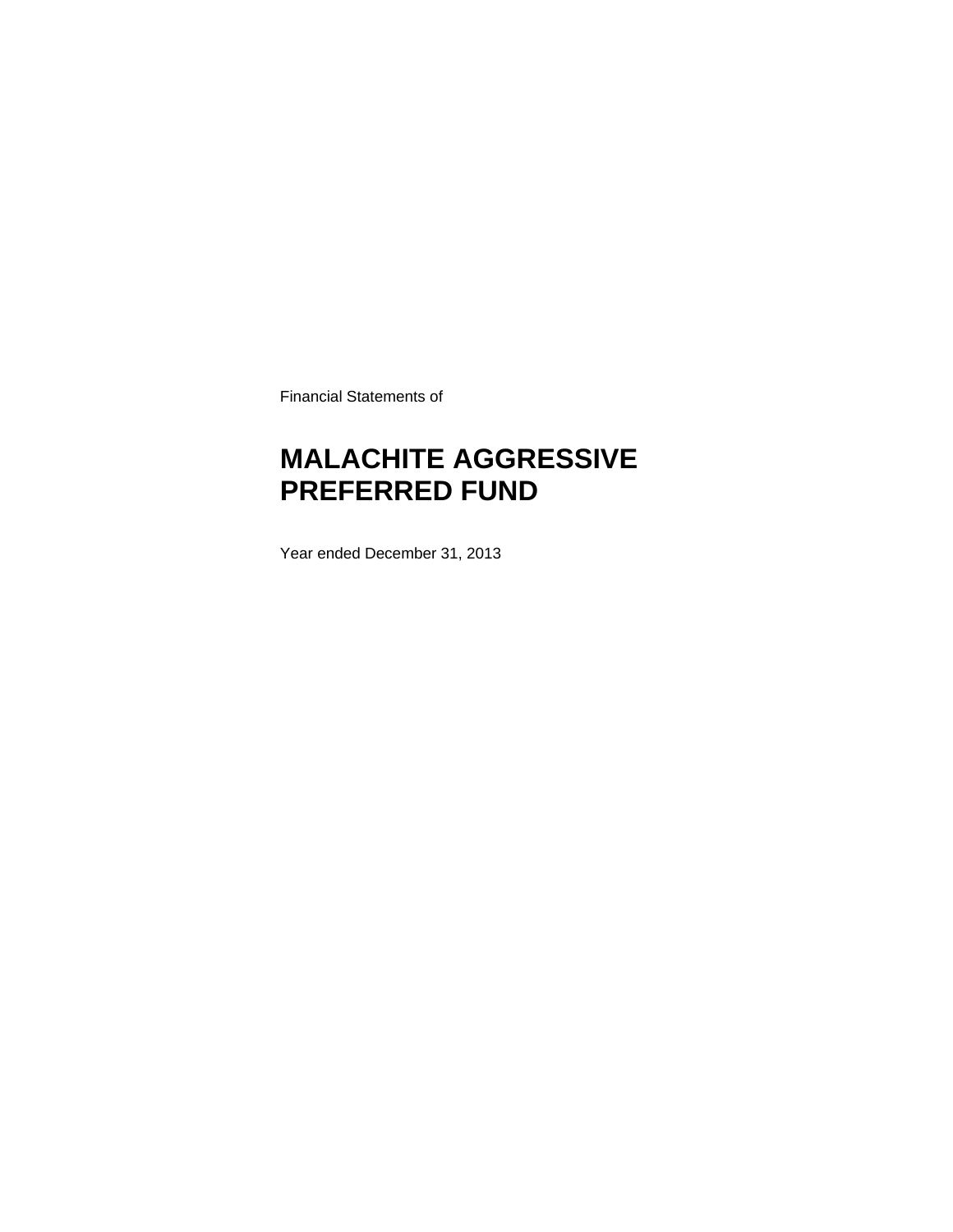Financial Statements of

# MALACHITE AGGRESSIVE PREFERRED FUND

Year ended December 31, 2013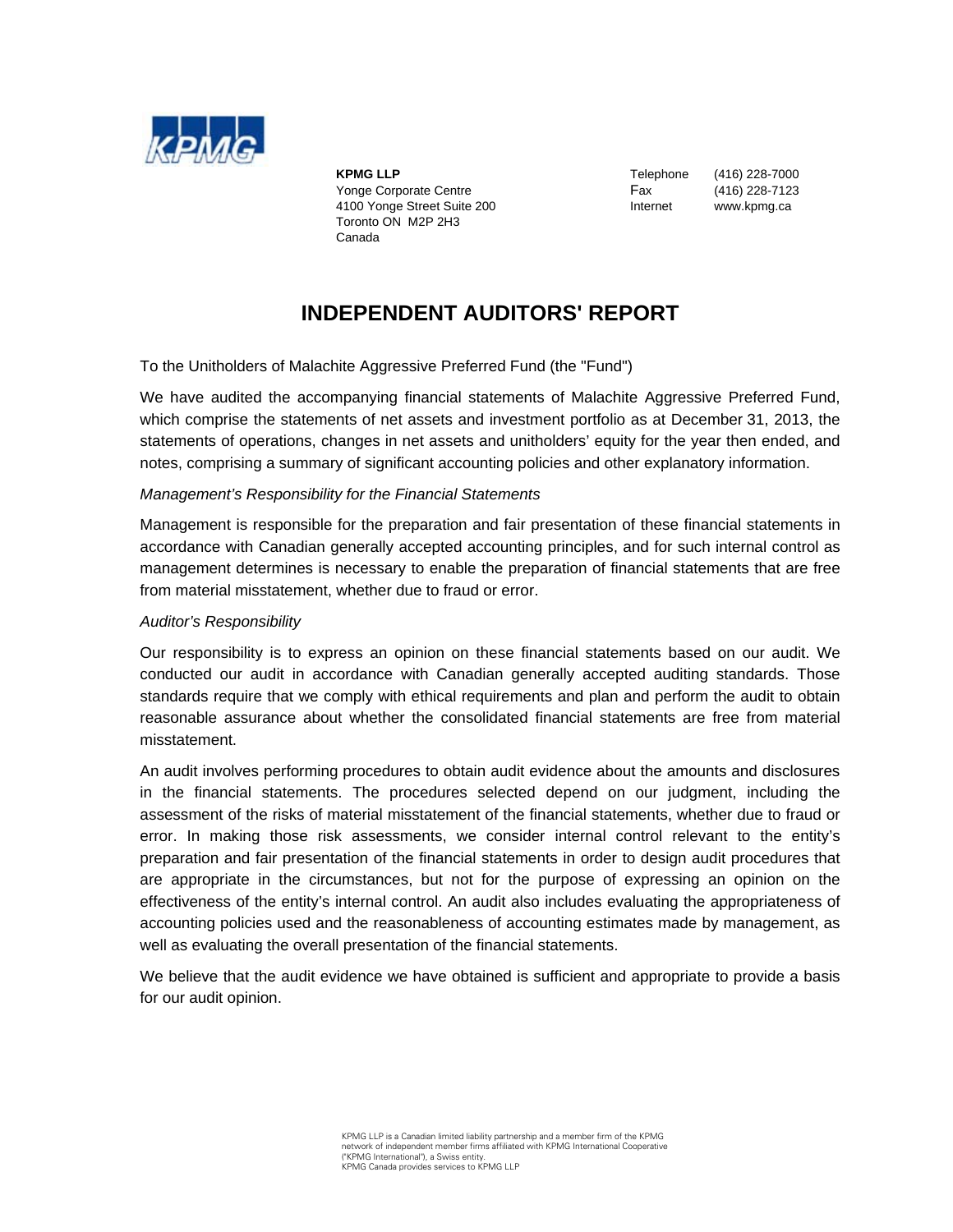**KPMG LLP**
Yonge Corporate Centre
4100 Yonge Street Suite 200
Toronto ON M2P 2H3
Canada

Telephone (416) 228-7000
Fax (416) 228-7123
Internet www.kpmg.ca

# INDEPENDENT AUDITORS' REPORT

To the Unitholders of Malachite Aggressive Preferred Fund (the "Fund")

We have audited the accompanying financial statements of Malachite Aggressive Preferred Fund, which comprise the statements of net assets and investment portfolio as at December 31, 2013, the statements of operations, changes in net assets and unitholders' equity for the year then ended, and notes, comprising a summary of significant accounting policies and other explanatory information.

*Management's Responsibility for the Financial Statements*

Management is responsible for the preparation and fair presentation of these financial statements in accordance with Canadian generally accepted accounting principles, and for such internal control as management determines is necessary to enable the preparation of financial statements that are free from material misstatement, whether due to fraud or error.

*Auditor's Responsibility*

Our responsibility is to express an opinion on these financial statements based on our audit. We conducted our audit in accordance with Canadian generally accepted auditing standards. Those standards require that we comply with ethical requirements and plan and perform the audit to obtain reasonable assurance about whether the consolidated financial statements are free from material misstatement.

An audit involves performing procedures to obtain audit evidence about the amounts and disclosures in the financial statements. The procedures selected depend on our judgment, including the assessment of the risks of material misstatement of the financial statements, whether due to fraud or error. In making those risk assessments, we consider internal control relevant to the entity's preparation and fair presentation of the financial statements in order to design audit procedures that are appropriate in the circumstances, but not for the purpose of expressing an opinion on the effectiveness of the entity's internal control. An audit also includes evaluating the appropriateness of accounting policies used and the reasonableness of accounting estimates made by management, as well as evaluating the overall presentation of the financial statements.

We believe that the audit evidence we have obtained is sufficient and appropriate to provide a basis for our audit opinion.

KPMG LLP is a Canadian limited liability partnership and a member firm of the KPMG network of independent member firms affiliated with KPMG International Cooperative ("KPMG International"), a Swiss entity.
KPMG Canada provides services to KPMG LLP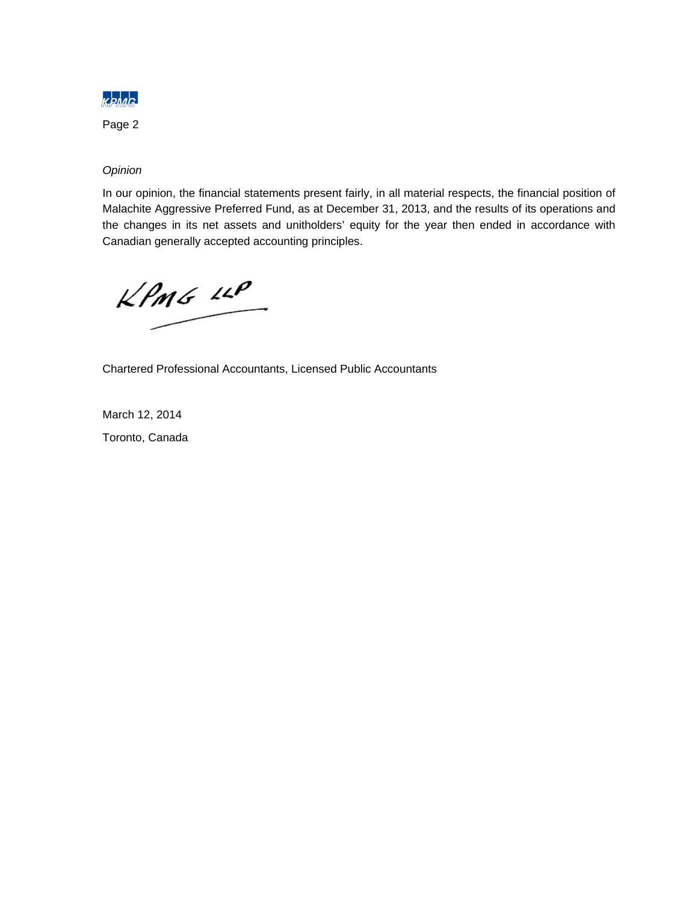*Opinion*

In our opinion, the financial statements present fairly, in all material respects, the financial position of Malachite Aggressive Preferred Fund, as at December 31, 2013, and the results of its operations and the changes in its net assets and unitholders' equity for the year then ended in accordance with Canadian generally accepted accounting principles.

KPMG LLP

Chartered Professional Accountants, Licensed Public Accountants

March 12, 2014

Toronto, Canada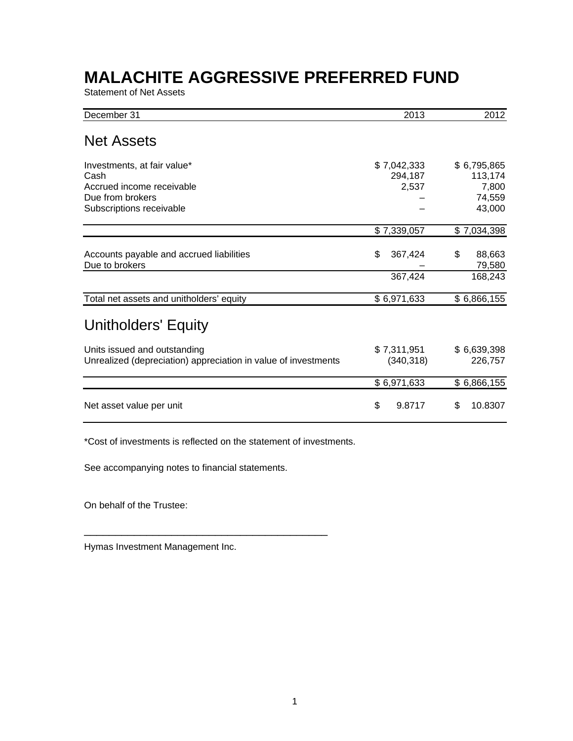# MALACHITE AGGRESSIVE PREFERRED FUND

Statement of Net Assets

| December 31 | 2013 | 2012 |
|---|---|---|
| **Net Assets** | | |
| Investments, at fair value* | $ 7,042,333 | $ 6,795,865 |
| Cash | 294,187 | 113,174 |
| Accrued income receivable | 2,537 | 7,800 |
| Due from brokers | – | 74,559 |
| Subscriptions receivable | – | 43,000 |
| | $ 7,339,057 | $ 7,034,398 |
| Accounts payable and accrued liabilities | $ 367,424 | $ 88,663 |
| Due to brokers | – | 79,580 |
| | 367,424 | 168,243 |
| Total net assets and unitholders' equity | $ 6,971,633 | $ 6,866,155 |
| **Unitholders' Equity** | | |
| Units issued and outstanding | $ 7,311,951 | $ 6,639,398 |
| Unrealized (depreciation) appreciation in value of investments | (340,318) | 226,757 |
| | $ 6,971,633 | $ 6,866,155 |
| Net asset value per unit | $ 9.8717 | $ 10.8307 |

*Cost of investments is reflected on the statement of investments.

See accompanying notes to financial statements.

On behalf of the Trustee:

_______________________________________________

Hymas Investment Management Inc.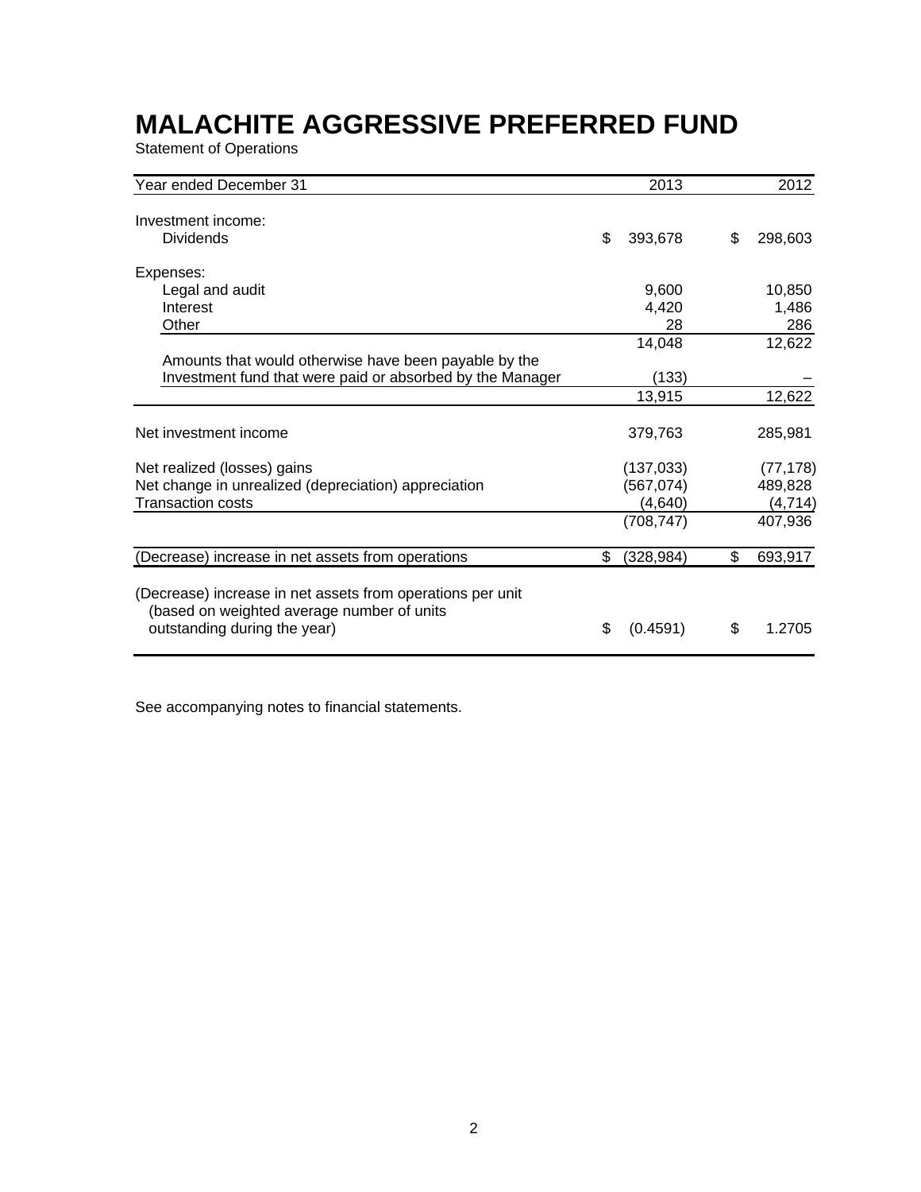# MALACHITE AGGRESSIVE PREFERRED FUND

Statement of Operations

| Year ended December 31 | 2013 | 2012 |
|---|---|---|
| Investment income: | | |
| Dividends | $ 393,678 | $ 298,603 |
| Expenses: | | |
| Legal and audit | 9,600 | 10,850 |
| Interest | 4,420 | 1,486 |
| Other | 28 | 286 |
| | 14,048 | 12,622 |
| Amounts that would otherwise have been payable by the Investment fund that were paid or absorbed by the Manager | (133) | – |
| | 13,915 | 12,622 |
| Net investment income | 379,763 | 285,981 |
| Net realized (losses) gains | (137,033) | (77,178) |
| Net change in unrealized (depreciation) appreciation | (567,074) | 489,828 |
| Transaction costs | (4,640) | (4,714) |
| | (708,747) | 407,936 |
| (Decrease) increase in net assets from operations | $ (328,984) | $ 693,917 |
| (Decrease) increase in net assets from operations per unit (based on weighted average number of units outstanding during the year) | $ (0.4591) | $ 1.2705 |

See accompanying notes to financial statements.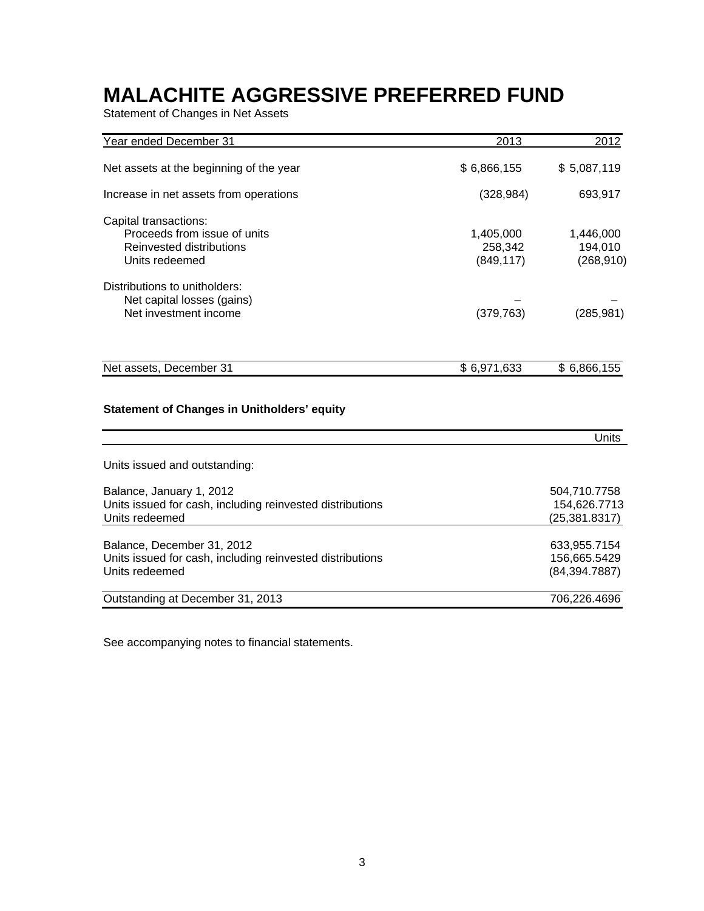# MALACHITE AGGRESSIVE PREFERRED FUND

Statement of Changes in Net Assets

| Year ended December 31 | 2013 | 2012 |
|---|---|---|
| Net assets at the beginning of the year | $ 6,866,155 | $ 5,087,119 |
| Increase in net assets from operations | (328,984) | 693,917 |
| Capital transactions: | | |
| Proceeds from issue of units | 1,405,000 | 1,446,000 |
| Reinvested distributions | 258,342 | 194,010 |
| Units redeemed | (849,117) | (268,910) |
| Distributions to unitholders: | | |
| Net capital losses (gains) | – | – |
| Net investment income | (379,763) | (285,981) |
| Net assets, December 31 | $ 6,971,633 | $ 6,866,155 |

**Statement of Changes in Unitholders' equity**

| | Units |
|---|---|
| Units issued and outstanding: | |
| Balance, January 1, 2012 | 504,710.7758 |
| Units issued for cash, including reinvested distributions | 154,626.7713 |
| Units redeemed | (25,381.8317) |
| Balance, December 31, 2012 | 633,955.7154 |
| Units issued for cash, including reinvested distributions | 156,665.5429 |
| Units redeemed | (84,394.7887) |
| Outstanding at December 31, 2013 | 706,226.4696 |

See accompanying notes to financial statements.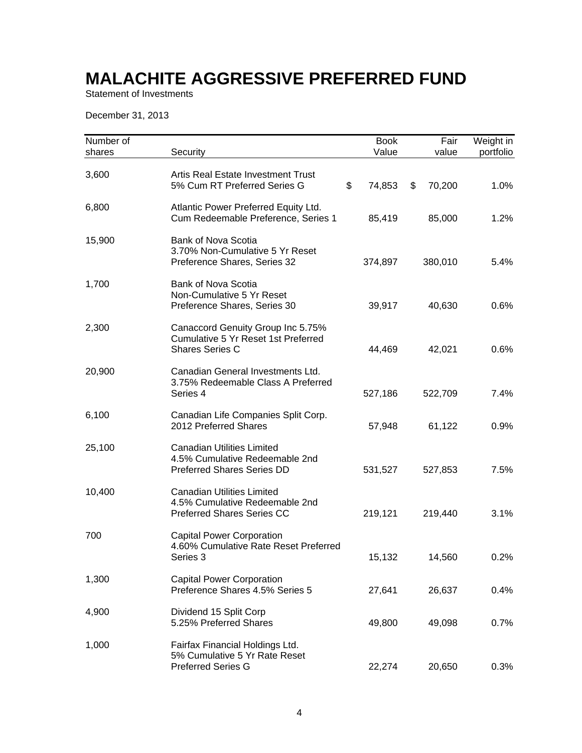# MALACHITE AGGRESSIVE PREFERRED FUND

Statement of Investments

December 31, 2013

| Number of shares | Security | Book Value | Fair value | Weight in portfolio |
|---|---|---|---|---|
| 3,600 | Artis Real Estate Investment Trust 5% Cum RT Preferred Series G | $ 74,853 | $ 70,200 | 1.0% |
| 6,800 | Atlantic Power Preferred Equity Ltd. Cum Redeemable Preference, Series 1 | 85,419 | 85,000 | 1.2% |
| 15,900 | Bank of Nova Scotia 3.70% Non-Cumulative 5 Yr Reset Preference Shares, Series 32 | 374,897 | 380,010 | 5.4% |
| 1,700 | Bank of Nova Scotia Non-Cumulative 5 Yr Reset Preference Shares, Series 30 | 39,917 | 40,630 | 0.6% |
| 2,300 | Canaccord Genuity Group Inc 5.75% Cumulative 5 Yr Reset 1st Preferred Shares Series C | 44,469 | 42,021 | 0.6% |
| 20,900 | Canadian General Investments Ltd. 3.75% Redeemable Class A Preferred Series 4 | 527,186 | 522,709 | 7.4% |
| 6,100 | Canadian Life Companies Split Corp. 2012 Preferred Shares | 57,948 | 61,122 | 0.9% |
| 25,100 | Canadian Utilities Limited 4.5% Cumulative Redeemable 2nd Preferred Shares Series DD | 531,527 | 527,853 | 7.5% |
| 10,400 | Canadian Utilities Limited 4.5% Cumulative Redeemable 2nd Preferred Shares Series CC | 219,121 | 219,440 | 3.1% |
| 700 | Capital Power Corporation 4.60% Cumulative Rate Reset Preferred Series 3 | 15,132 | 14,560 | 0.2% |
| 1,300 | Capital Power Corporation Preference Shares 4.5% Series 5 | 27,641 | 26,637 | 0.4% |
| 4,900 | Dividend 15 Split Corp 5.25% Preferred Shares | 49,800 | 49,098 | 0.7% |
| 1,000 | Fairfax Financial Holdings Ltd. 5% Cumulative 5 Yr Rate Reset Preferred Series G | 22,274 | 20,650 | 0.3% |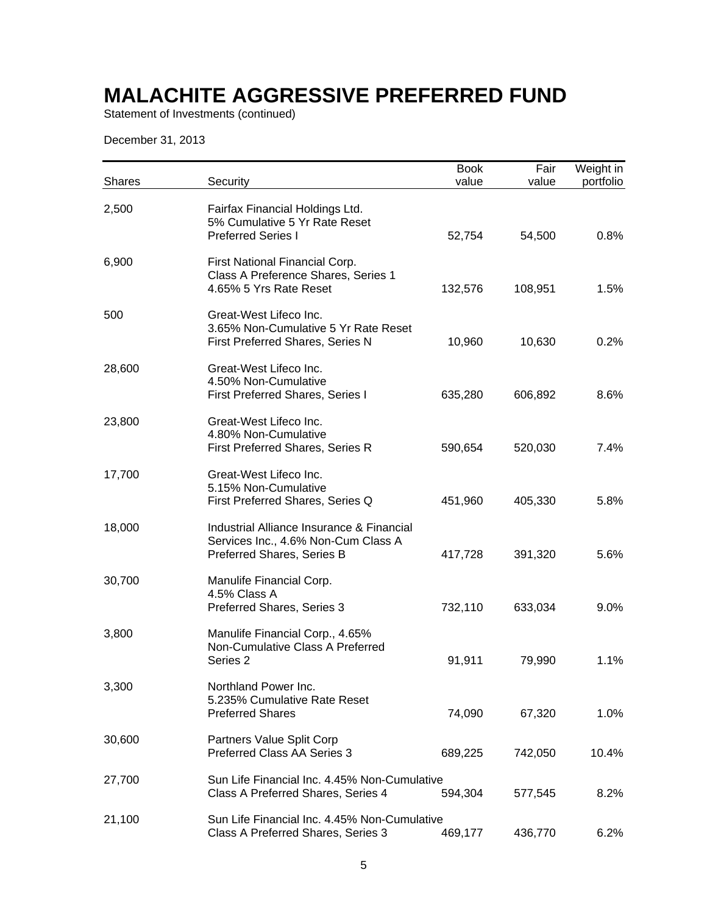# MALACHITE AGGRESSIVE PREFERRED FUND

Statement of Investments (continued)

December 31, 2013

| Shares | Security | Book value | Fair value | Weight in portfolio |
|---|---|---|---|---|
| 2,500 | Fairfax Financial Holdings Ltd. 5% Cumulative 5 Yr Rate Reset Preferred Series I | 52,754 | 54,500 | 0.8% |
| 6,900 | First National Financial Corp. Class A Preference Shares, Series 1 4.65% 5 Yrs Rate Reset | 132,576 | 108,951 | 1.5% |
| 500 | Great-West Lifeco Inc. 3.65% Non-Cumulative 5 Yr Rate Reset First Preferred Shares, Series N | 10,960 | 10,630 | 0.2% |
| 28,600 | Great-West Lifeco Inc. 4.50% Non-Cumulative First Preferred Shares, Series I | 635,280 | 606,892 | 8.6% |
| 23,800 | Great-West Lifeco Inc. 4.80% Non-Cumulative First Preferred Shares, Series R | 590,654 | 520,030 | 7.4% |
| 17,700 | Great-West Lifeco Inc. 5.15% Non-Cumulative First Preferred Shares, Series Q | 451,960 | 405,330 | 5.8% |
| 18,000 | Industrial Alliance Insurance & Financial Services Inc., 4.6% Non-Cum Class A Preferred Shares, Series B | 417,728 | 391,320 | 5.6% |
| 30,700 | Manulife Financial Corp. 4.5% Class A Preferred Shares, Series 3 | 732,110 | 633,034 | 9.0% |
| 3,800 | Manulife Financial Corp., 4.65% Non-Cumulative Class A Preferred Series 2 | 91,911 | 79,990 | 1.1% |
| 3,300 | Northland Power Inc. 5.235% Cumulative Rate Reset Preferred Shares | 74,090 | 67,320 | 1.0% |
| 30,600 | Partners Value Split Corp Preferred Class AA Series 3 | 689,225 | 742,050 | 10.4% |
| 27,700 | Sun Life Financial Inc. 4.45% Non-Cumulative Class A Preferred Shares, Series 4 | 594,304 | 577,545 | 8.2% |
| 21,100 | Sun Life Financial Inc. 4.45% Non-Cumulative Class A Preferred Shares, Series 3 | 469,177 | 436,770 | 6.2% |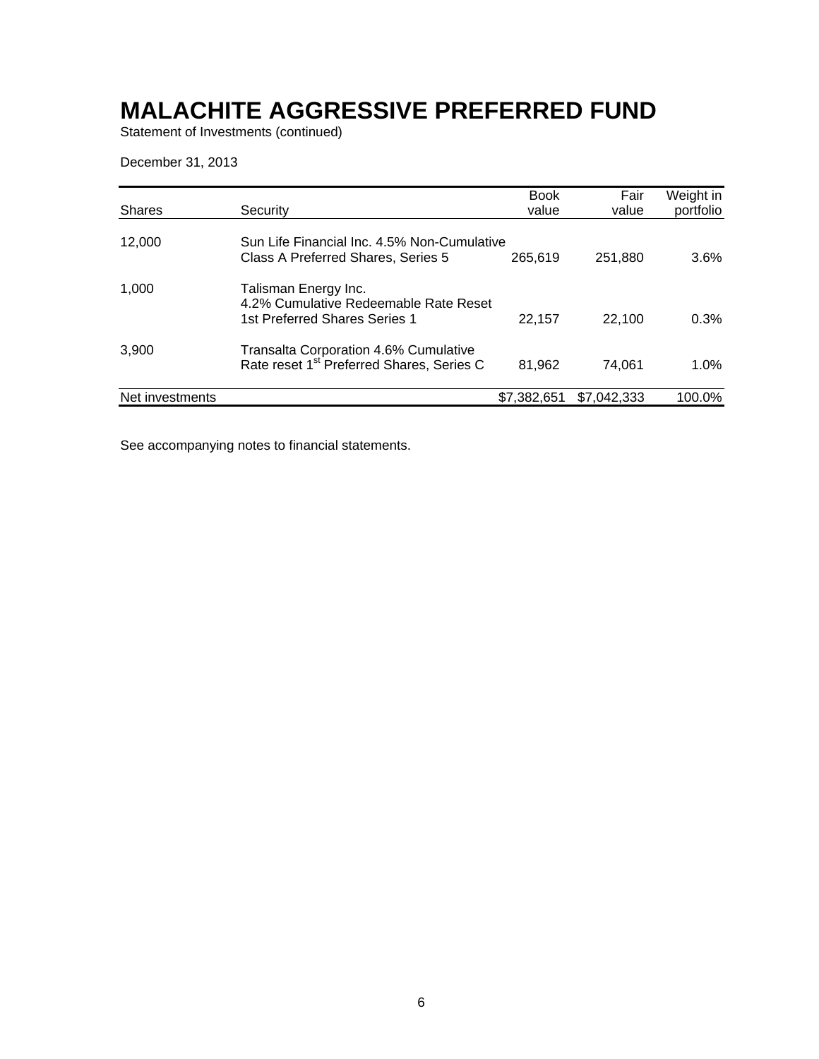# MALACHITE AGGRESSIVE PREFERRED FUND

Statement of Investments (continued)

December 31, 2013

| Shares | Security | Book value | Fair value | Weight in portfolio |
|---|---|---|---|---|
| 12,000 | Sun Life Financial Inc. 4.5% Non-Cumulative Class A Preferred Shares, Series 5 | 265,619 | 251,880 | 3.6% |
| 1,000 | Talisman Energy Inc. 4.2% Cumulative Redeemable Rate Reset 1st Preferred Shares Series 1 | 22,157 | 22,100 | 0.3% |
| 3,900 | Transalta Corporation 4.6% Cumulative Rate reset 1st Preferred Shares, Series C | 81,962 | 74,061 | 1.0% |
| Net investments | | $7,382,651 | $7,042,333 | 100.0% |

See accompanying notes to financial statements.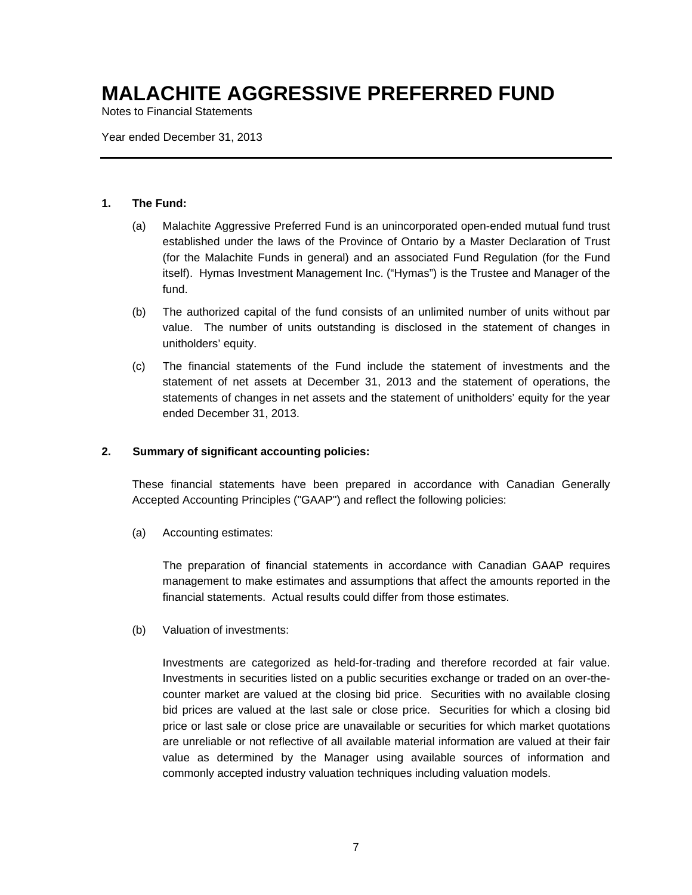# MALACHITE AGGRESSIVE PREFERRED FUND

Notes to Financial Statements

Year ended December 31, 2013

---

**1. The Fund:**

(a) Malachite Aggressive Preferred Fund is an unincorporated open-ended mutual fund trust established under the laws of the Province of Ontario by a Master Declaration of Trust (for the Malachite Funds in general) and an associated Fund Regulation (for the Fund itself). Hymas Investment Management Inc. ("Hymas") is the Trustee and Manager of the fund.

(b) The authorized capital of the fund consists of an unlimited number of units without par value. The number of units outstanding is disclosed in the statement of changes in unitholders' equity.

(c) The financial statements of the Fund include the statement of investments and the statement of net assets at December 31, 2013 and the statement of operations, the statements of changes in net assets and the statement of unitholders' equity for the year ended December 31, 2013.

**2. Summary of significant accounting policies:**

These financial statements have been prepared in accordance with Canadian Generally Accepted Accounting Principles ("GAAP") and reflect the following policies:

(a) Accounting estimates:

The preparation of financial statements in accordance with Canadian GAAP requires management to make estimates and assumptions that affect the amounts reported in the financial statements. Actual results could differ from those estimates.

(b) Valuation of investments:

Investments are categorized as held-for-trading and therefore recorded at fair value. Investments in securities listed on a public securities exchange or traded on an over-the-counter market are valued at the closing bid price. Securities with no available closing bid prices are valued at the last sale or close price. Securities for which a closing bid price or last sale or close price are unavailable or securities for which market quotations are unreliable or not reflective of all available material information are valued at their fair value as determined by the Manager using available sources of information and commonly accepted industry valuation techniques including valuation models.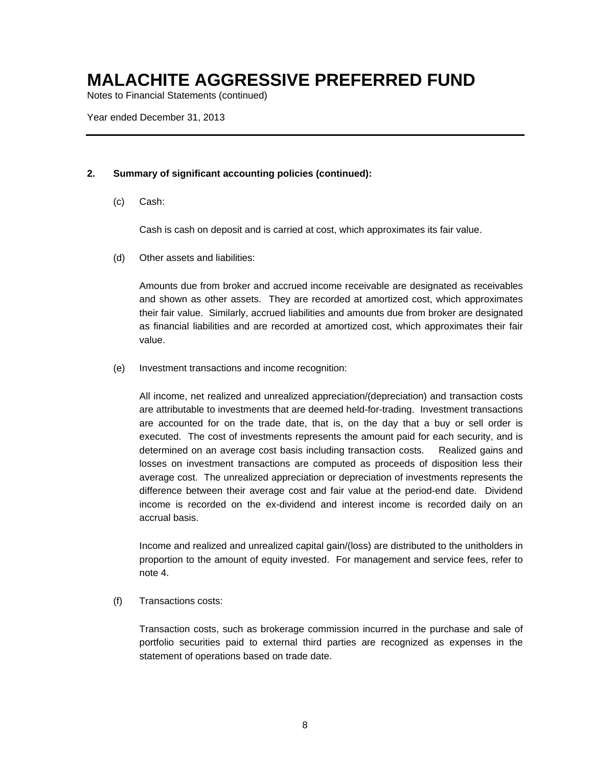# MALACHITE AGGRESSIVE PREFERRED FUND

Notes to Financial Statements (continued)

Year ended December 31, 2013

## 2. Summary of significant accounting policies (continued):

(c) Cash:

Cash is cash on deposit and is carried at cost, which approximates its fair value.

(d) Other assets and liabilities:

Amounts due from broker and accrued income receivable are designated as receivables and shown as other assets. They are recorded at amortized cost, which approximates their fair value. Similarly, accrued liabilities and amounts due from broker are designated as financial liabilities and are recorded at amortized cost, which approximates their fair value.

(e) Investment transactions and income recognition:

All income, net realized and unrealized appreciation/(depreciation) and transaction costs are attributable to investments that are deemed held-for-trading. Investment transactions are accounted for on the trade date, that is, on the day that a buy or sell order is executed. The cost of investments represents the amount paid for each security, and is determined on an average cost basis including transaction costs. Realized gains and losses on investment transactions are computed as proceeds of disposition less their average cost. The unrealized appreciation or depreciation of investments represents the difference between their average cost and fair value at the period-end date. Dividend income is recorded on the ex-dividend and interest income is recorded daily on an accrual basis.

Income and realized and unrealized capital gain/(loss) are distributed to the unitholders in proportion to the amount of equity invested. For management and service fees, refer to note 4.

(f) Transactions costs:

Transaction costs, such as brokerage commission incurred in the purchase and sale of portfolio securities paid to external third parties are recognized as expenses in the statement of operations based on trade date.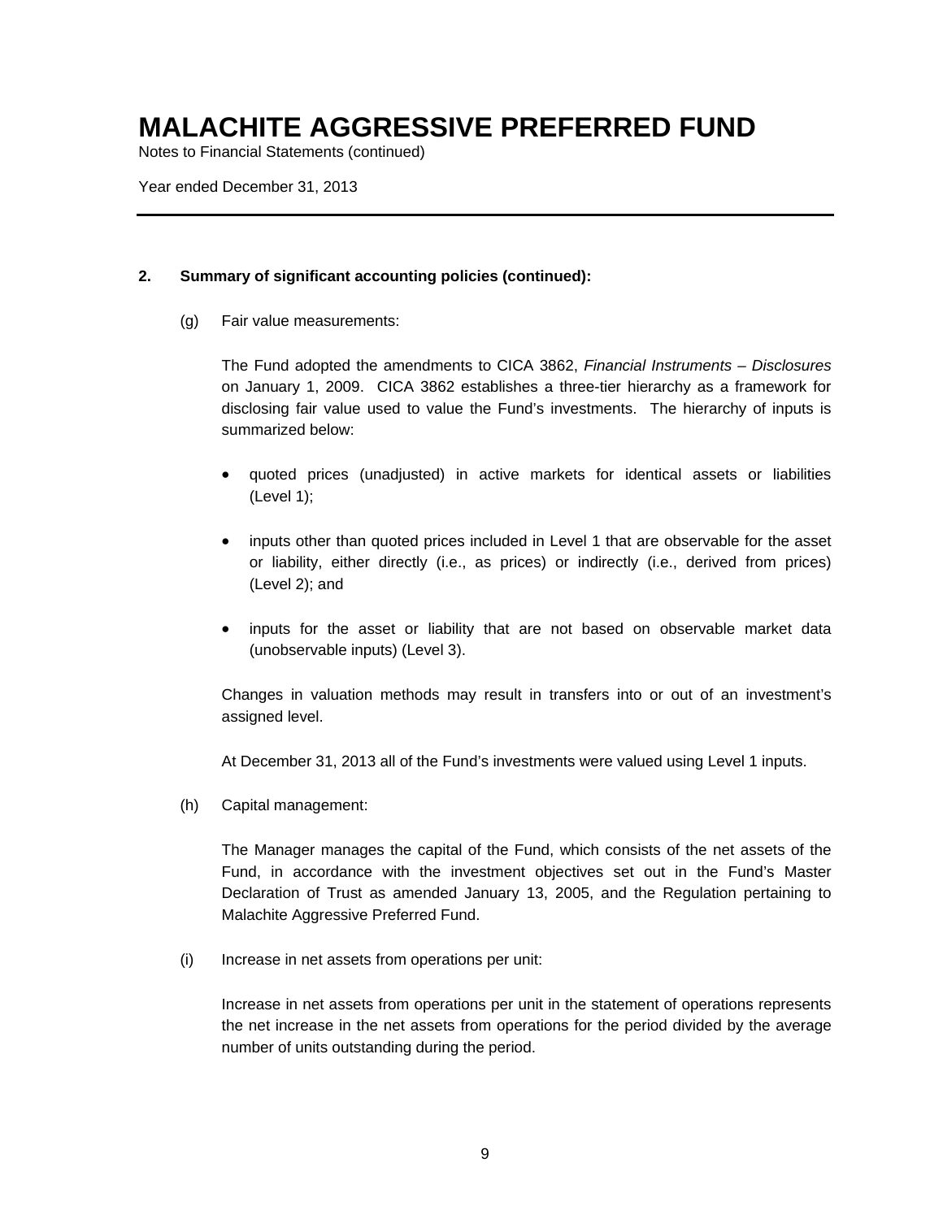# MALACHITE AGGRESSIVE PREFERRED FUND

Notes to Financial Statements (continued)

Year ended December 31, 2013

**2. Summary of significant accounting policies (continued):**

(g) Fair value measurements:

The Fund adopted the amendments to CICA 3862, *Financial Instruments – Disclosures* on January 1, 2009. CICA 3862 establishes a three-tier hierarchy as a framework for disclosing fair value used to value the Fund's investments. The hierarchy of inputs is summarized below:

- quoted prices (unadjusted) in active markets for identical assets or liabilities (Level 1);
- inputs other than quoted prices included in Level 1 that are observable for the asset or liability, either directly (i.e., as prices) or indirectly (i.e., derived from prices) (Level 2); and
- inputs for the asset or liability that are not based on observable market data (unobservable inputs) (Level 3).

Changes in valuation methods may result in transfers into or out of an investment's assigned level.

At December 31, 2013 all of the Fund's investments were valued using Level 1 inputs.

(h) Capital management:

The Manager manages the capital of the Fund, which consists of the net assets of the Fund, in accordance with the investment objectives set out in the Fund's Master Declaration of Trust as amended January 13, 2005, and the Regulation pertaining to Malachite Aggressive Preferred Fund.

(i) Increase in net assets from operations per unit:

Increase in net assets from operations per unit in the statement of operations represents the net increase in the net assets from operations for the period divided by the average number of units outstanding during the period.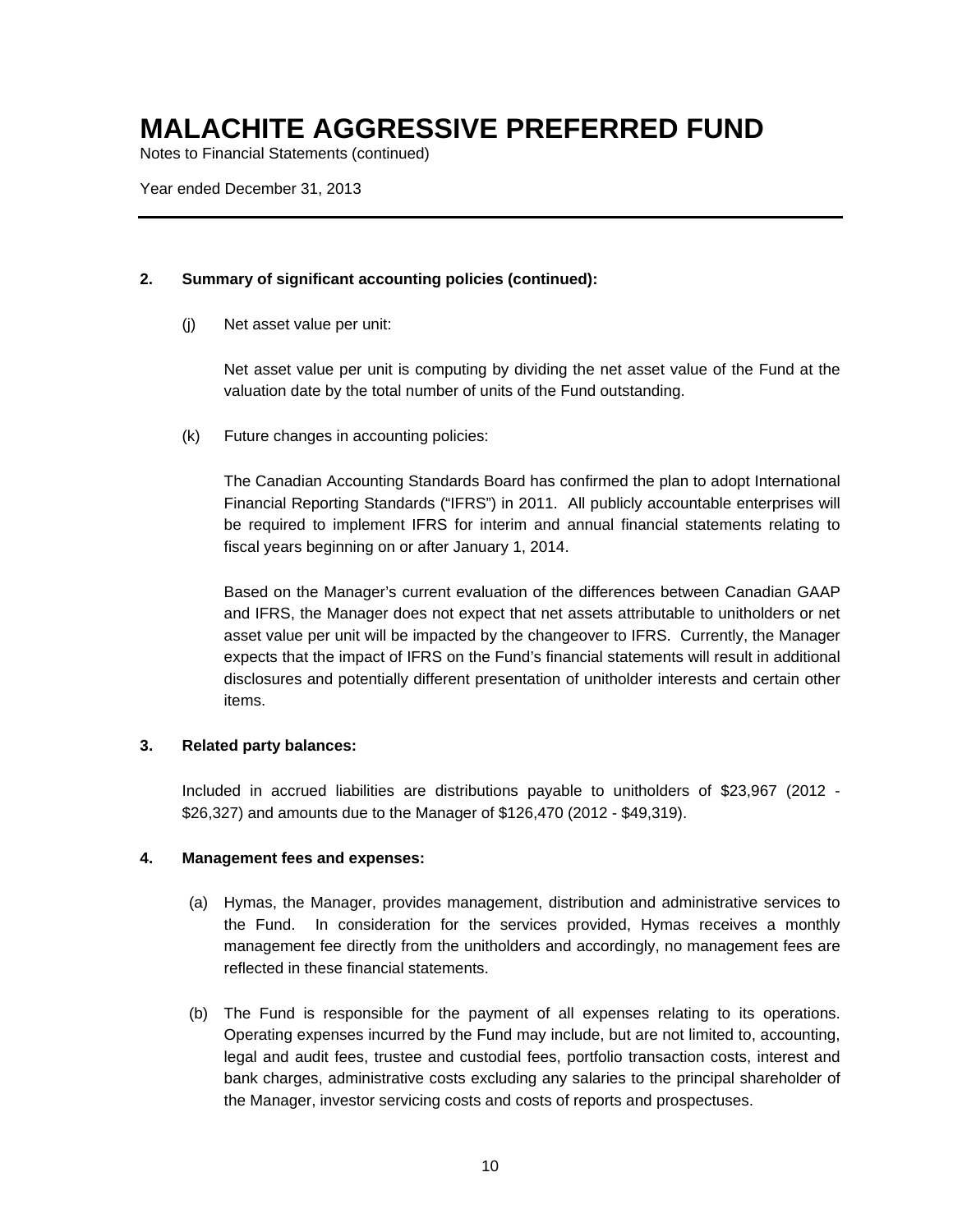# MALACHITE AGGRESSIVE PREFERRED FUND

Notes to Financial Statements (continued)

Year ended December 31, 2013

**2. Summary of significant accounting policies (continued):**

(j) Net asset value per unit:

Net asset value per unit is computing by dividing the net asset value of the Fund at the valuation date by the total number of units of the Fund outstanding.

(k) Future changes in accounting policies:

The Canadian Accounting Standards Board has confirmed the plan to adopt International Financial Reporting Standards ("IFRS") in 2011. All publicly accountable enterprises will be required to implement IFRS for interim and annual financial statements relating to fiscal years beginning on or after January 1, 2014.

Based on the Manager's current evaluation of the differences between Canadian GAAP and IFRS, the Manager does not expect that net assets attributable to unitholders or net asset value per unit will be impacted by the changeover to IFRS. Currently, the Manager expects that the impact of IFRS on the Fund's financial statements will result in additional disclosures and potentially different presentation of unitholder interests and certain other items.

**3. Related party balances:**

Included in accrued liabilities are distributions payable to unitholders of $23,967 (2012 - $26,327) and amounts due to the Manager of $126,470 (2012 - $49,319).

**4. Management fees and expenses:**

(a) Hymas, the Manager, provides management, distribution and administrative services to the Fund. In consideration for the services provided, Hymas receives a monthly management fee directly from the unitholders and accordingly, no management fees are reflected in these financial statements.

(b) The Fund is responsible for the payment of all expenses relating to its operations. Operating expenses incurred by the Fund may include, but are not limited to, accounting, legal and audit fees, trustee and custodial fees, portfolio transaction costs, interest and bank charges, administrative costs excluding any salaries to the principal shareholder of the Manager, investor servicing costs and costs of reports and prospectuses.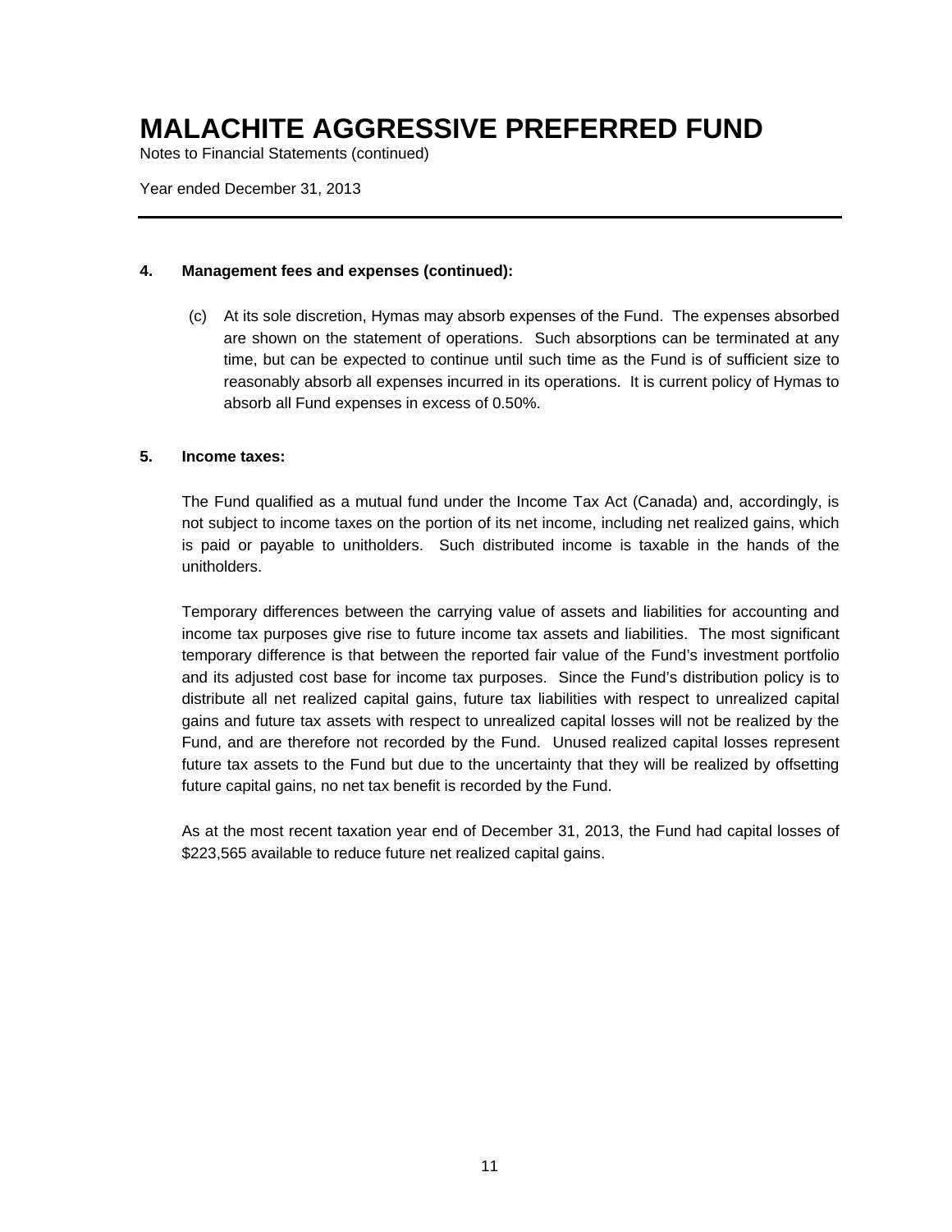# MALACHITE AGGRESSIVE PREFERRED FUND

Notes to Financial Statements (continued)

Year ended December 31, 2013

**4. Management fees and expenses (continued):**

(c) At its sole discretion, Hymas may absorb expenses of the Fund. The expenses absorbed are shown on the statement of operations. Such absorptions can be terminated at any time, but can be expected to continue until such time as the Fund is of sufficient size to reasonably absorb all expenses incurred in its operations. It is current policy of Hymas to absorb all Fund expenses in excess of 0.50%.

**5. Income taxes:**

The Fund qualified as a mutual fund under the Income Tax Act (Canada) and, accordingly, is not subject to income taxes on the portion of its net income, including net realized gains, which is paid or payable to unitholders. Such distributed income is taxable in the hands of the unitholders.

Temporary differences between the carrying value of assets and liabilities for accounting and income tax purposes give rise to future income tax assets and liabilities. The most significant temporary difference is that between the reported fair value of the Fund's investment portfolio and its adjusted cost base for income tax purposes. Since the Fund's distribution policy is to distribute all net realized capital gains, future tax liabilities with respect to unrealized capital gains and future tax assets with respect to unrealized capital losses will not be realized by the Fund, and are therefore not recorded by the Fund. Unused realized capital losses represent future tax assets to the Fund but due to the uncertainty that they will be realized by offsetting future capital gains, no net tax benefit is recorded by the Fund.

As at the most recent taxation year end of December 31, 2013, the Fund had capital losses of $223,565 available to reduce future net realized capital gains.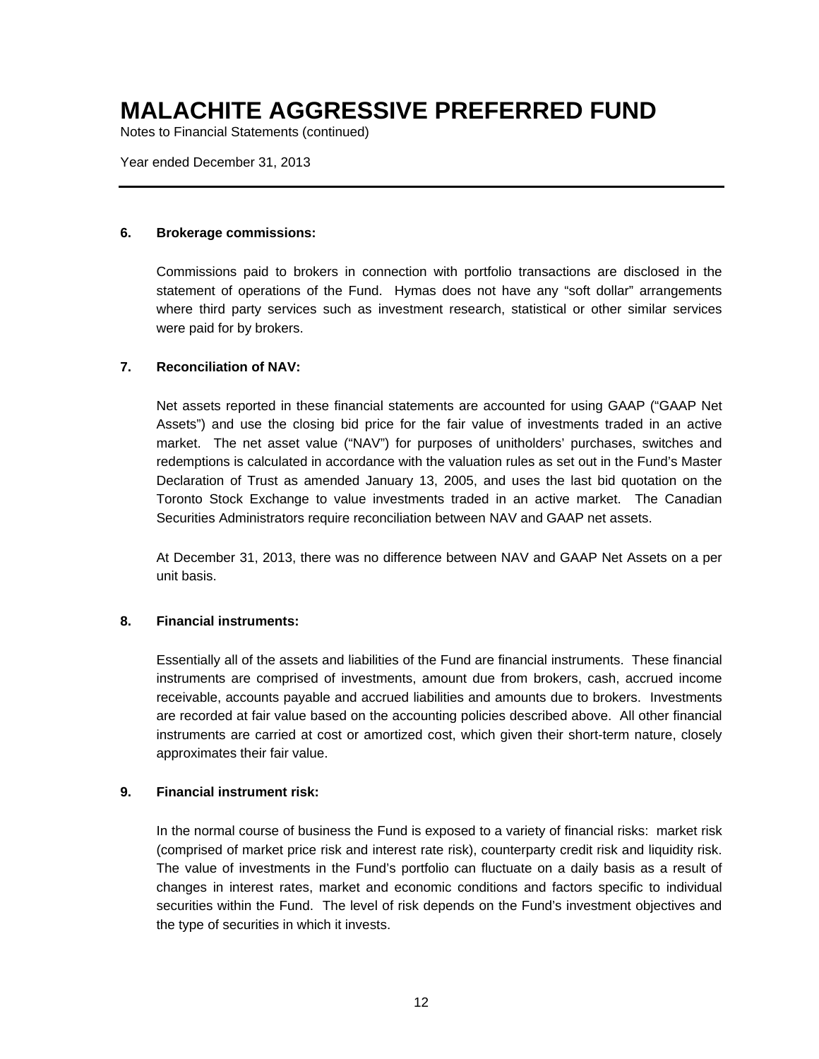# MALACHITE AGGRESSIVE PREFERRED FUND

Notes to Financial Statements (continued)

Year ended December 31, 2013

## 6. Brokerage commissions:

Commissions paid to brokers in connection with portfolio transactions are disclosed in the statement of operations of the Fund. Hymas does not have any "soft dollar" arrangements where third party services such as investment research, statistical or other similar services were paid for by brokers.

## 7. Reconciliation of NAV:

Net assets reported in these financial statements are accounted for using GAAP ("GAAP Net Assets") and use the closing bid price for the fair value of investments traded in an active market. The net asset value ("NAV") for purposes of unitholders' purchases, switches and redemptions is calculated in accordance with the valuation rules as set out in the Fund's Master Declaration of Trust as amended January 13, 2005, and uses the last bid quotation on the Toronto Stock Exchange to value investments traded in an active market. The Canadian Securities Administrators require reconciliation between NAV and GAAP net assets.

At December 31, 2013, there was no difference between NAV and GAAP Net Assets on a per unit basis.

## 8. Financial instruments:

Essentially all of the assets and liabilities of the Fund are financial instruments. These financial instruments are comprised of investments, amount due from brokers, cash, accrued income receivable, accounts payable and accrued liabilities and amounts due to brokers. Investments are recorded at fair value based on the accounting policies described above. All other financial instruments are carried at cost or amortized cost, which given their short-term nature, closely approximates their fair value.

## 9. Financial instrument risk:

In the normal course of business the Fund is exposed to a variety of financial risks: market risk (comprised of market price risk and interest rate risk), counterparty credit risk and liquidity risk. The value of investments in the Fund's portfolio can fluctuate on a daily basis as a result of changes in interest rates, market and economic conditions and factors specific to individual securities within the Fund. The level of risk depends on the Fund's investment objectives and the type of securities in which it invests.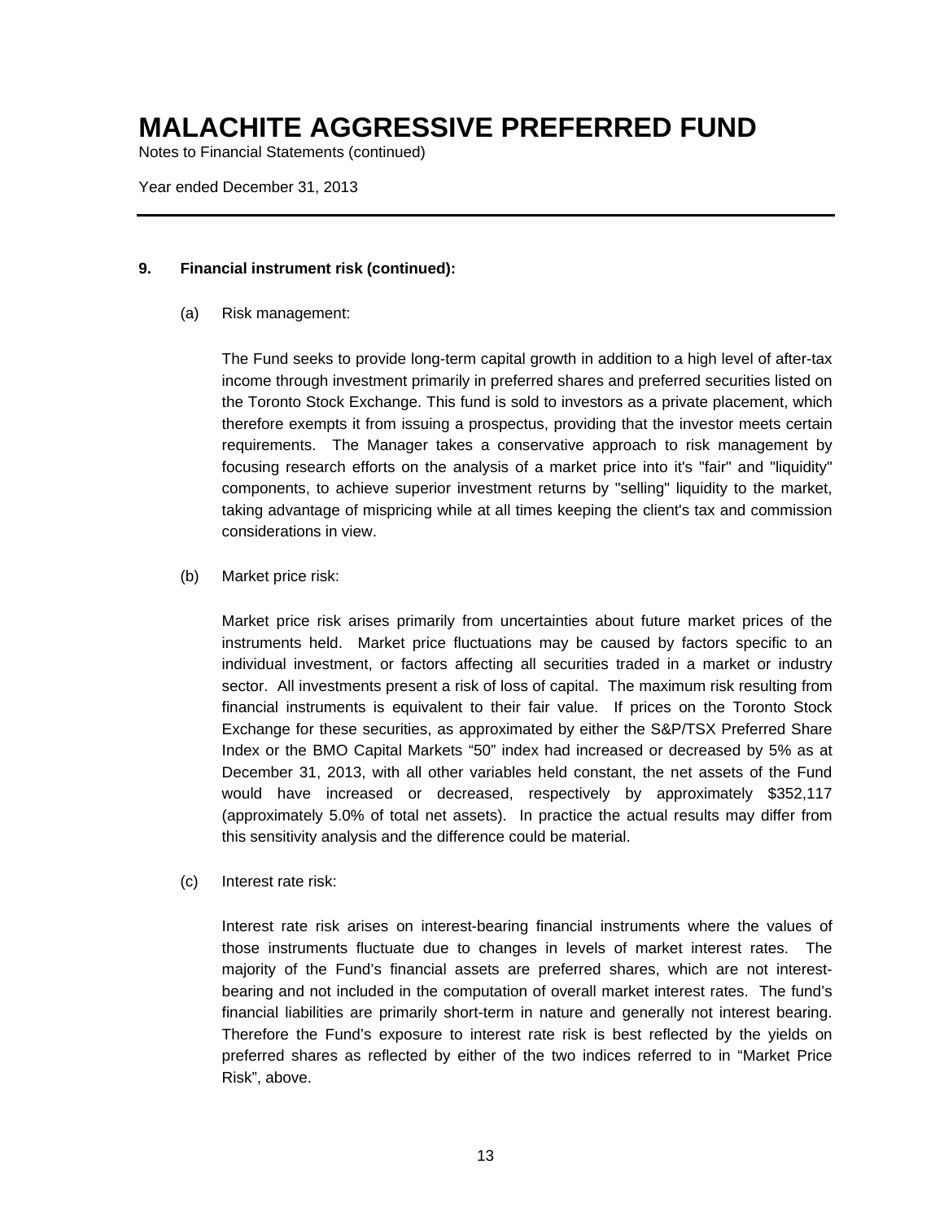# MALACHITE AGGRESSIVE PREFERRED FUND

Notes to Financial Statements (continued)

Year ended December 31, 2013

---

**9. Financial instrument risk (continued):**

(a) Risk management:

The Fund seeks to provide long-term capital growth in addition to a high level of after-tax income through investment primarily in preferred shares and preferred securities listed on the Toronto Stock Exchange. This fund is sold to investors as a private placement, which therefore exempts it from issuing a prospectus, providing that the investor meets certain requirements. The Manager takes a conservative approach to risk management by focusing research efforts on the analysis of a market price into it's "fair" and "liquidity" components, to achieve superior investment returns by "selling" liquidity to the market, taking advantage of mispricing while at all times keeping the client's tax and commission considerations in view.

(b) Market price risk:

Market price risk arises primarily from uncertainties about future market prices of the instruments held. Market price fluctuations may be caused by factors specific to an individual investment, or factors affecting all securities traded in a market or industry sector. All investments present a risk of loss of capital. The maximum risk resulting from financial instruments is equivalent to their fair value. If prices on the Toronto Stock Exchange for these securities, as approximated by either the S&P/TSX Preferred Share Index or the BMO Capital Markets "50" index had increased or decreased by 5% as at December 31, 2013, with all other variables held constant, the net assets of the Fund would have increased or decreased, respectively by approximately $352,117 (approximately 5.0% of total net assets). In practice the actual results may differ from this sensitivity analysis and the difference could be material.

(c) Interest rate risk:

Interest rate risk arises on interest-bearing financial instruments where the values of those instruments fluctuate due to changes in levels of market interest rates. The majority of the Fund's financial assets are preferred shares, which are not interest-bearing and not included in the computation of overall market interest rates. The fund's financial liabilities are primarily short-term in nature and generally not interest bearing. Therefore the Fund's exposure to interest rate risk is best reflected by the yields on preferred shares as reflected by either of the two indices referred to in "Market Price Risk", above.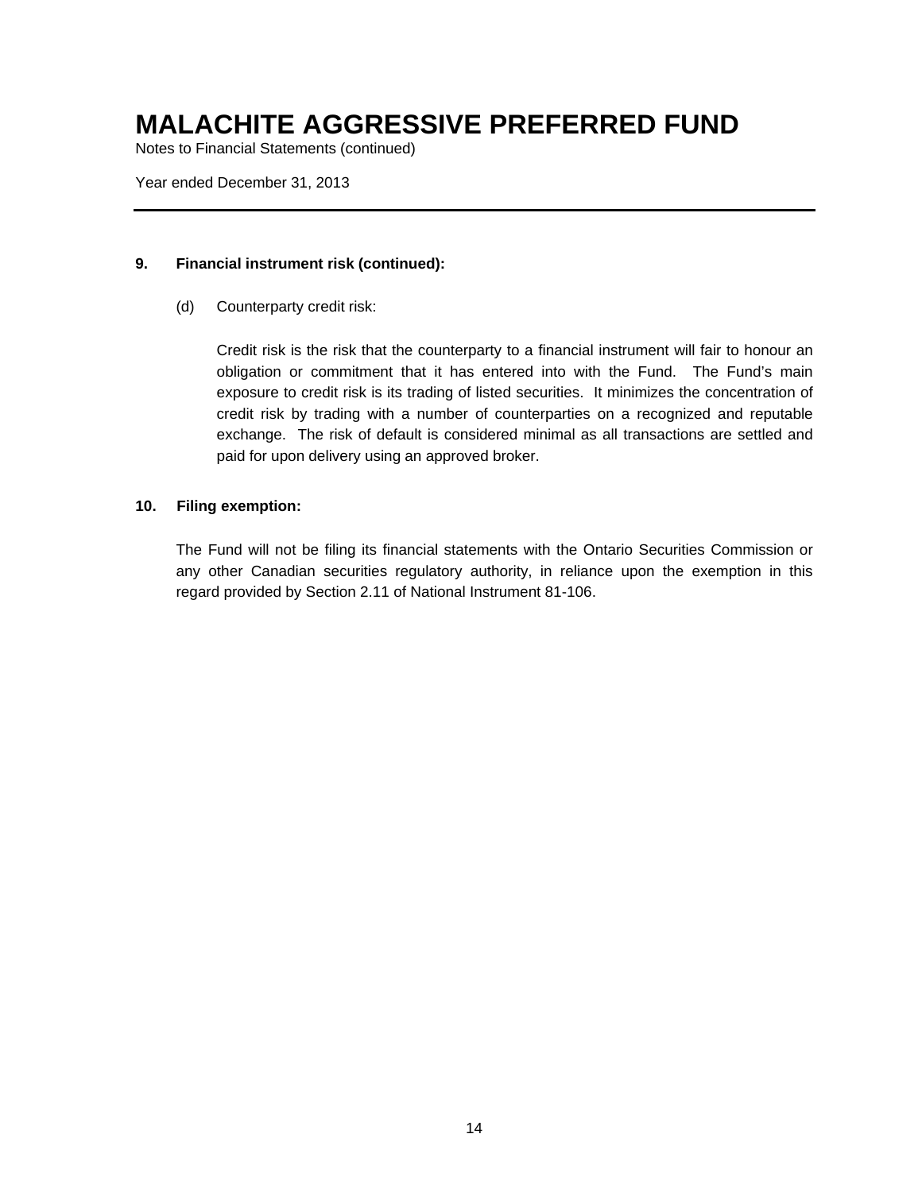# MALACHITE AGGRESSIVE PREFERRED FUND

Notes to Financial Statements (continued)

Year ended December 31, 2013

**9. Financial instrument risk (continued):**

(d) Counterparty credit risk:

Credit risk is the risk that the counterparty to a financial instrument will fair to honour an obligation or commitment that it has entered into with the Fund. The Fund's main exposure to credit risk is its trading of listed securities. It minimizes the concentration of credit risk by trading with a number of counterparties on a recognized and reputable exchange. The risk of default is considered minimal as all transactions are settled and paid for upon delivery using an approved broker.

**10. Filing exemption:**

The Fund will not be filing its financial statements with the Ontario Securities Commission or any other Canadian securities regulatory authority, in reliance upon the exemption in this regard provided by Section 2.11 of National Instrument 81-106.